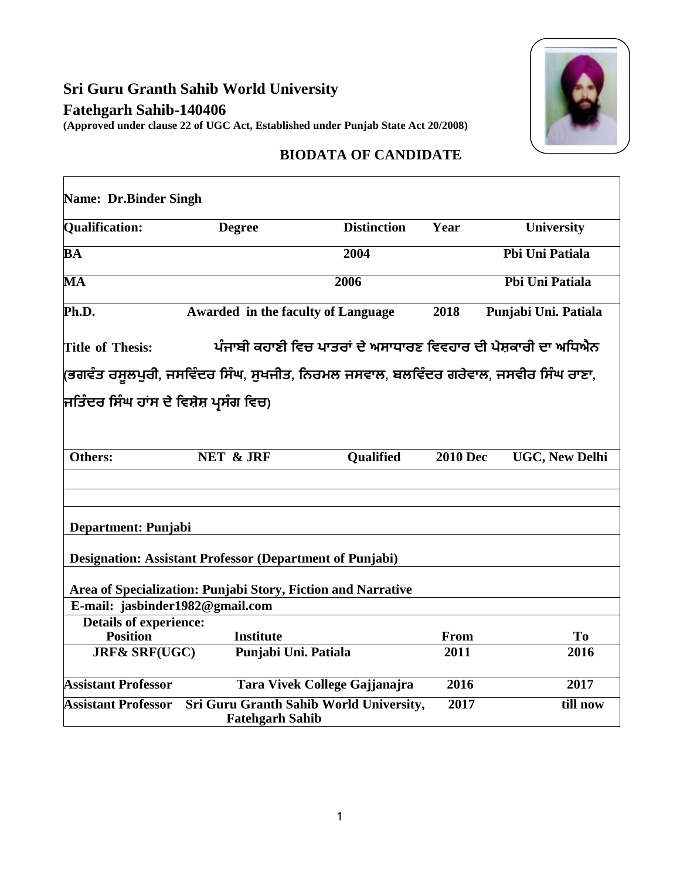## Sri Guru Granth Sahib World University

## Fatehgarh Sahib-140406

**(Approved under clause 22 of UGC Act, Established under Punjab State Act 20/2008)**

### BIODATA OF CANDIDATE

**Name: Dr.Binder Singh**

| Qualification: | Degree | Distinction | Year | University |
|---|---|---|---|---|
| BA | | 2004 | | Pbi Uni Patiala |
| MA | | 2006 | | Pbi Uni Patiala |
| Ph.D. | Awarded in the faculty of Language | | 2018 | Punjabi Uni. Patiala |

**Title of Thesis:** ਪੰਜਾਬੀ ਕਹਾਣੀ ਵਿਚ ਪਾਤਰਾਂ ਦੇ ਅਸਾਧਾਰਣ ਵਿਵਹਾਰ ਦੀ ਪੇਸ਼ਕਾਰੀ ਦਾ ਅਧਿਐਨ (ਭਗਵੰਤ ਰਸੂਲਪੁਰੀ, ਜਸਵਿੰਦਰ ਸਿੰਘ, ਸੁਖਜੀਤ, ਨਿਰਮਲ ਜਸਵਾਲ, ਬਲਵਿੰਦਰ ਗਰੇਵਾਲ, ਜਸਵੀਰ ਸਿੰਘ ਰਾਣਾ, ਜਤਿੰਦਰ ਸਿੰਘ ਹਾਂਸ ਦੇ ਵਿਸ਼ੇਸ਼ ਪ੍ਰਸੰਗ ਵਿਚ)

| Others: | NET & JRF | Qualified | 2010 Dec | UGC, New Delhi |
|---|---|---|---|---|

**Department: Punjabi**

**Designation: Assistant Professor (Department of Punjabi)**

**Area of Specialization: Punjabi Story, Fiction and Narrative**

**E-mail: jasbinder1982@gmail.com**

**Details of experience:**

| Position | Institute | From | To |
|---|---|---|---|
| JRF& SRF(UGC) | Punjabi Uni. Patiala | 2011 | 2016 |
| Assistant Professor | Tara Vivek College Gajjanajra | 2016 | 2017 |
| Assistant Professor | Sri Guru Granth Sahib World University, Fatehgarh Sahib | 2017 | till now |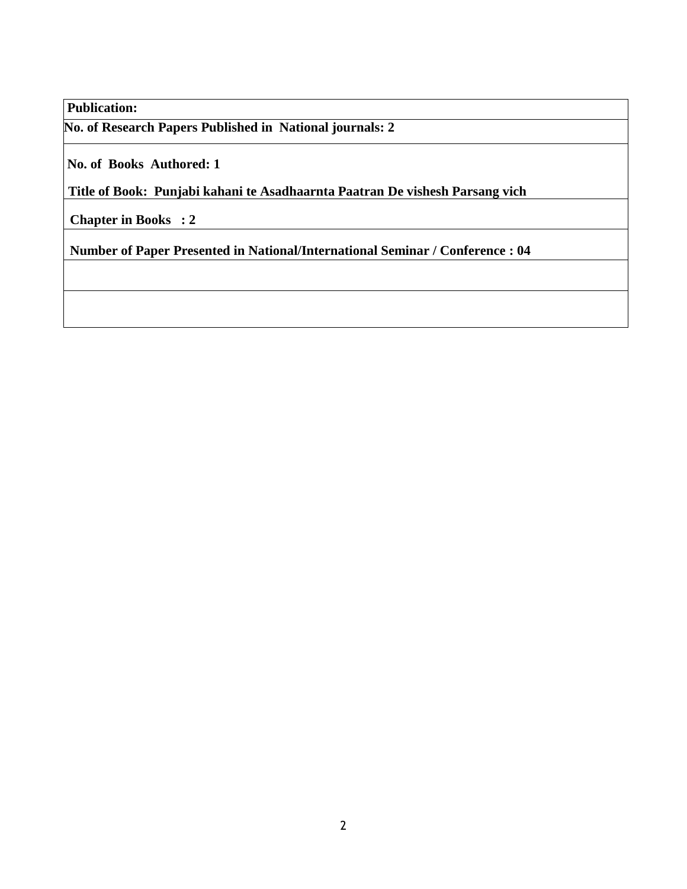| |
|---|
| **Publication:** |
| **No. of Research Papers Published in National journals: 2** |
| **No. of Books Authored: 1**<br>**Title of Book: Punjabi kahani te Asadhaarnta Paatran De vishesh Parsang vich** |
| **Chapter in Books : 2** |
| **Number of Paper Presented in National/International Seminar / Conference : 04** |
| |
| |